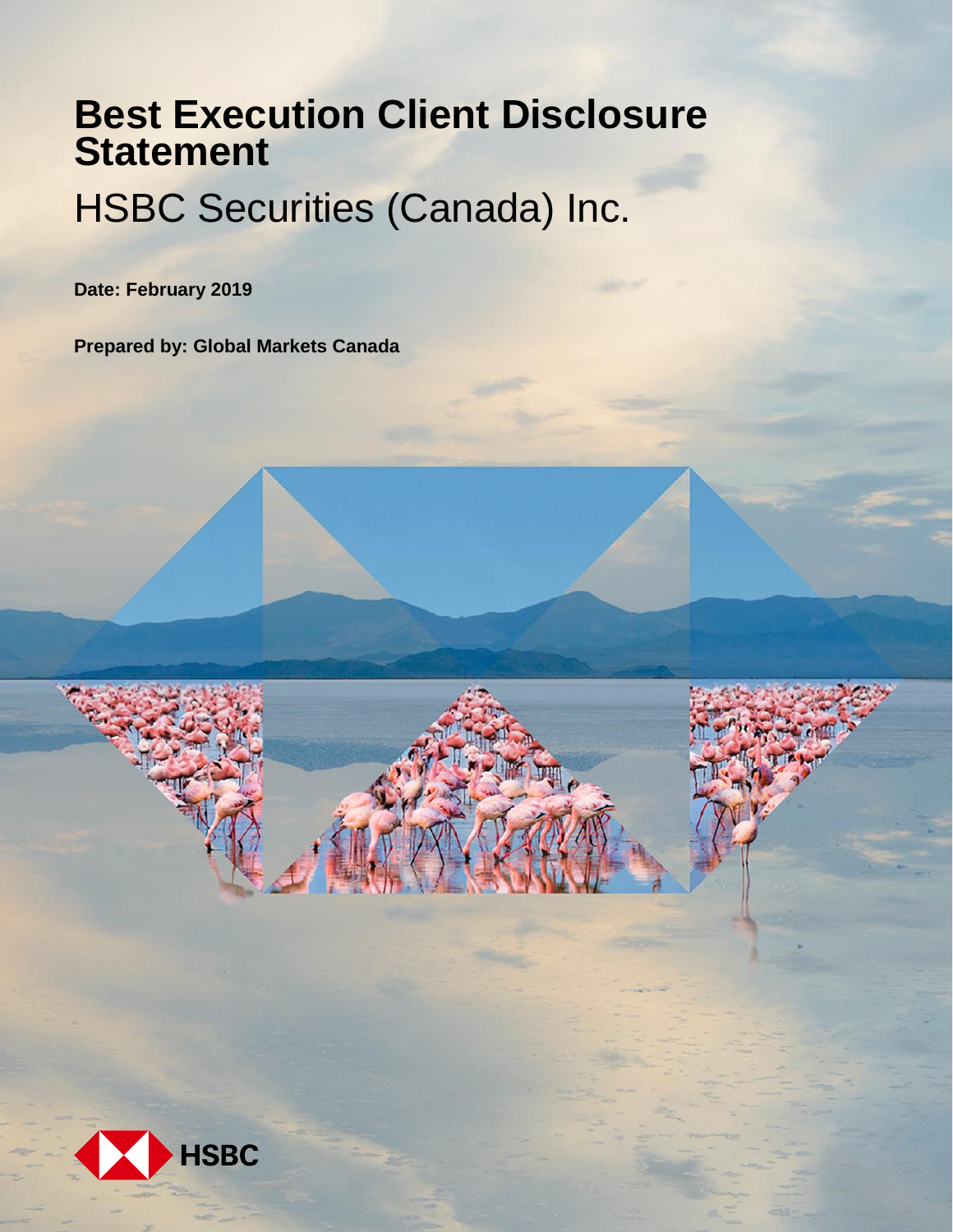# Best Execution Client Disclosure Statement

## HSBC Securities (Canada) Inc.

**Date: February 2019**

**Prepared by: Global Markets Canada**

HSBC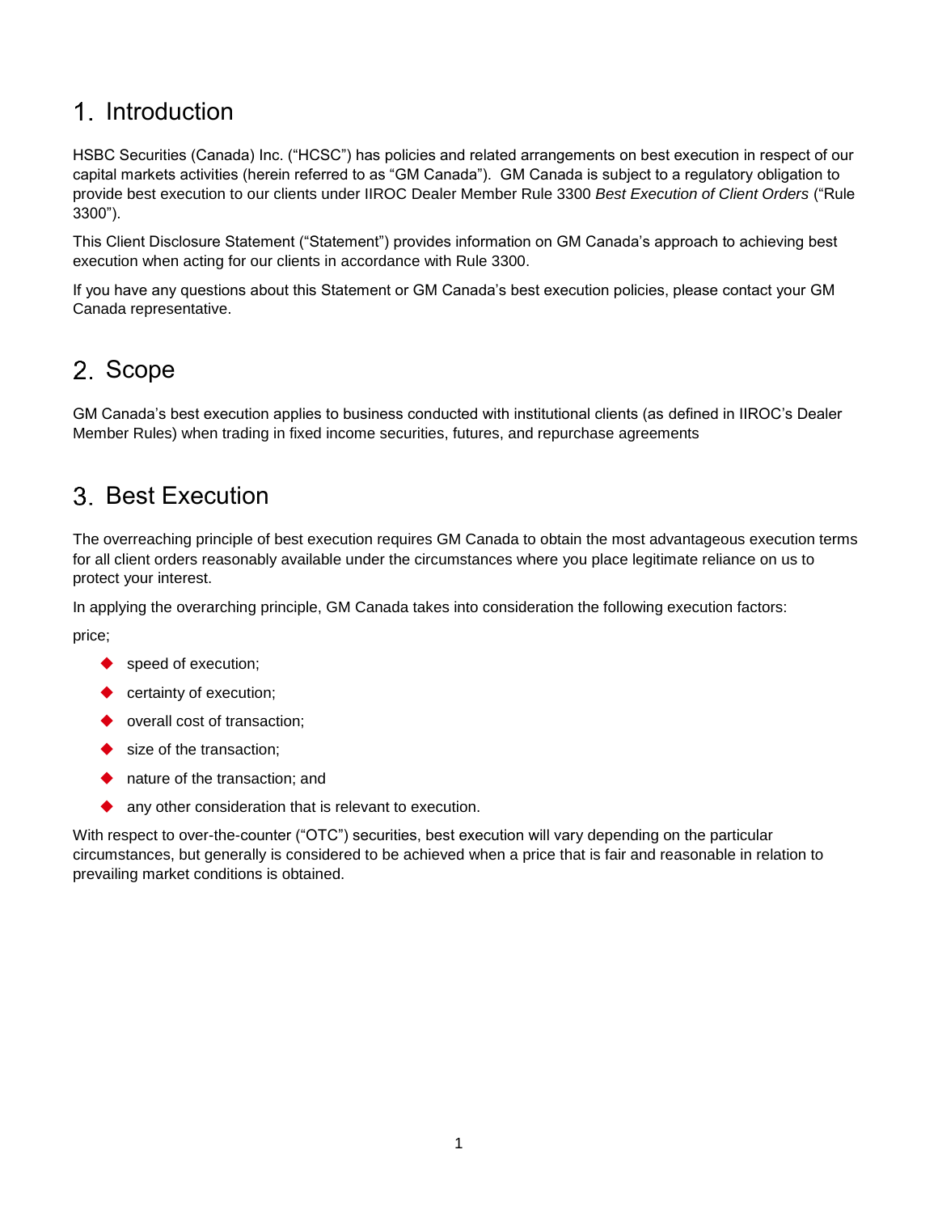## 1. Introduction

HSBC Securities (Canada) Inc. ("HCSC") has policies and related arrangements on best execution in respect of our capital markets activities (herein referred to as "GM Canada"). GM Canada is subject to a regulatory obligation to provide best execution to our clients under IIROC Dealer Member Rule 3300 *Best Execution of Client Orders* ("Rule 3300").

This Client Disclosure Statement ("Statement") provides information on GM Canada's approach to achieving best execution when acting for our clients in accordance with Rule 3300.

If you have any questions about this Statement or GM Canada's best execution policies, please contact your GM Canada representative.

## 2. Scope

GM Canada's best execution applies to business conducted with institutional clients (as defined in IIROC's Dealer Member Rules) when trading in fixed income securities, futures, and repurchase agreements

## 3. Best Execution

The overreaching principle of best execution requires GM Canada to obtain the most advantageous execution terms for all client orders reasonably available under the circumstances where you place legitimate reliance on us to protect your interest.

In applying the overarching principle, GM Canada takes into consideration the following execution factors:

price;

- speed of execution;
- certainty of execution;
- overall cost of transaction;
- size of the transaction;
- nature of the transaction; and
- any other consideration that is relevant to execution.

With respect to over-the-counter ("OTC") securities, best execution will vary depending on the particular circumstances, but generally is considered to be achieved when a price that is fair and reasonable in relation to prevailing market conditions is obtained.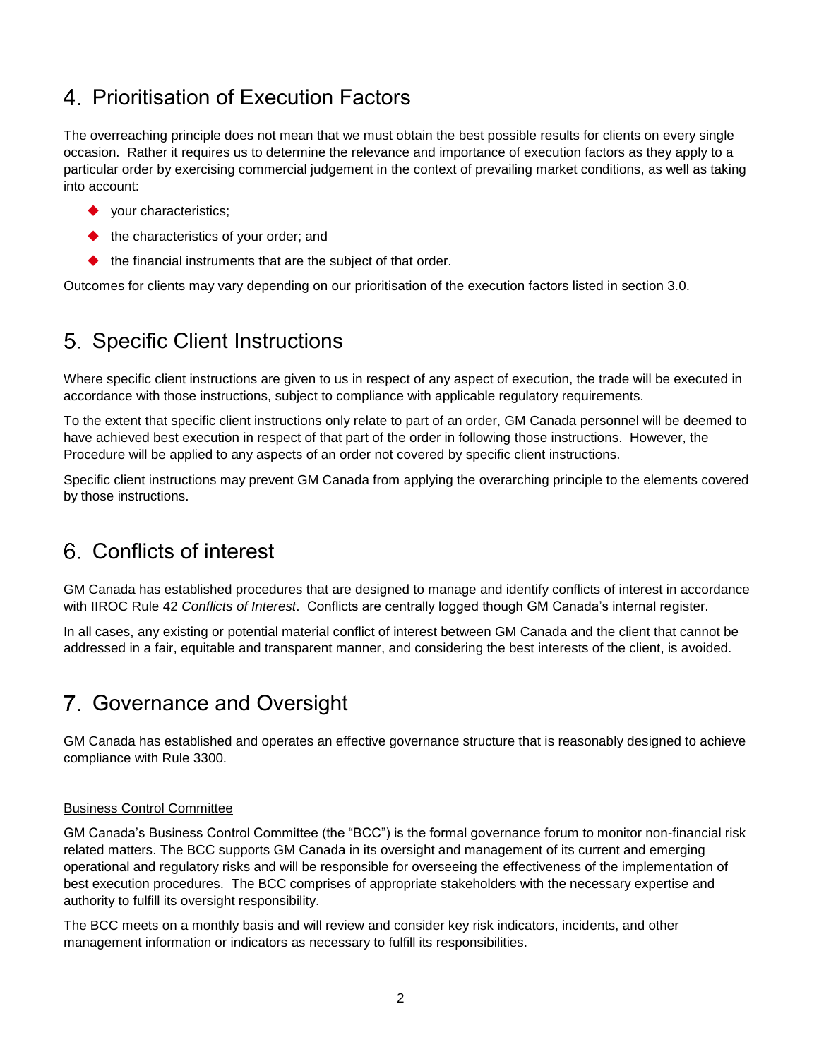## 4. Prioritisation of Execution Factors

The overreaching principle does not mean that we must obtain the best possible results for clients on every single occasion. Rather it requires us to determine the relevance and importance of execution factors as they apply to a particular order by exercising commercial judgement in the context of prevailing market conditions, as well as taking into account:

- your characteristics;
- the characteristics of your order; and
- the financial instruments that are the subject of that order.

Outcomes for clients may vary depending on our prioritisation of the execution factors listed in section 3.0.

## 5. Specific Client Instructions

Where specific client instructions are given to us in respect of any aspect of execution, the trade will be executed in accordance with those instructions, subject to compliance with applicable regulatory requirements.

To the extent that specific client instructions only relate to part of an order, GM Canada personnel will be deemed to have achieved best execution in respect of that part of the order in following those instructions. However, the Procedure will be applied to any aspects of an order not covered by specific client instructions.

Specific client instructions may prevent GM Canada from applying the overarching principle to the elements covered by those instructions.

## 6. Conflicts of interest

GM Canada has established procedures that are designed to manage and identify conflicts of interest in accordance with IIROC Rule 42 *Conflicts of Interest*. Conflicts are centrally logged though GM Canada's internal register.

In all cases, any existing or potential material conflict of interest between GM Canada and the client that cannot be addressed in a fair, equitable and transparent manner, and considering the best interests of the client, is avoided.

## 7. Governance and Oversight

GM Canada has established and operates an effective governance structure that is reasonably designed to achieve compliance with Rule 3300.

<u>Business Control Committee</u>

GM Canada's Business Control Committee (the "BCC") is the formal governance forum to monitor non-financial risk related matters. The BCC supports GM Canada in its oversight and management of its current and emerging operational and regulatory risks and will be responsible for overseeing the effectiveness of the implementation of best execution procedures. The BCC comprises of appropriate stakeholders with the necessary expertise and authority to fulfill its oversight responsibility.

The BCC meets on a monthly basis and will review and consider key risk indicators, incidents, and other management information or indicators as necessary to fulfill its responsibilities.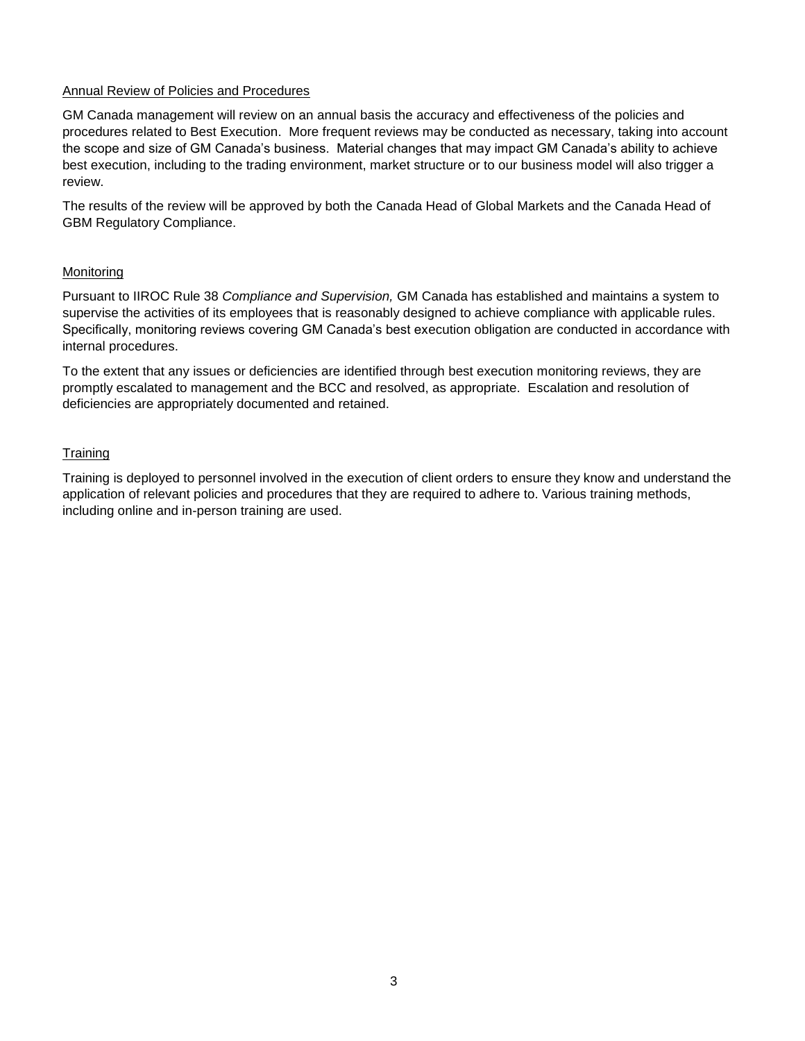## Annual Review of Policies and Procedures

GM Canada management will review on an annual basis the accuracy and effectiveness of the policies and procedures related to Best Execution. More frequent reviews may be conducted as necessary, taking into account the scope and size of GM Canada's business. Material changes that may impact GM Canada's ability to achieve best execution, including to the trading environment, market structure or to our business model will also trigger a review.

The results of the review will be approved by both the Canada Head of Global Markets and the Canada Head of GBM Regulatory Compliance.

## Monitoring

Pursuant to IIROC Rule 38 *Compliance and Supervision,* GM Canada has established and maintains a system to supervise the activities of its employees that is reasonably designed to achieve compliance with applicable rules. Specifically, monitoring reviews covering GM Canada's best execution obligation are conducted in accordance with internal procedures.

To the extent that any issues or deficiencies are identified through best execution monitoring reviews, they are promptly escalated to management and the BCC and resolved, as appropriate. Escalation and resolution of deficiencies are appropriately documented and retained.

## Training

Training is deployed to personnel involved in the execution of client orders to ensure they know and understand the application of relevant policies and procedures that they are required to adhere to. Various training methods, including online and in-person training are used.